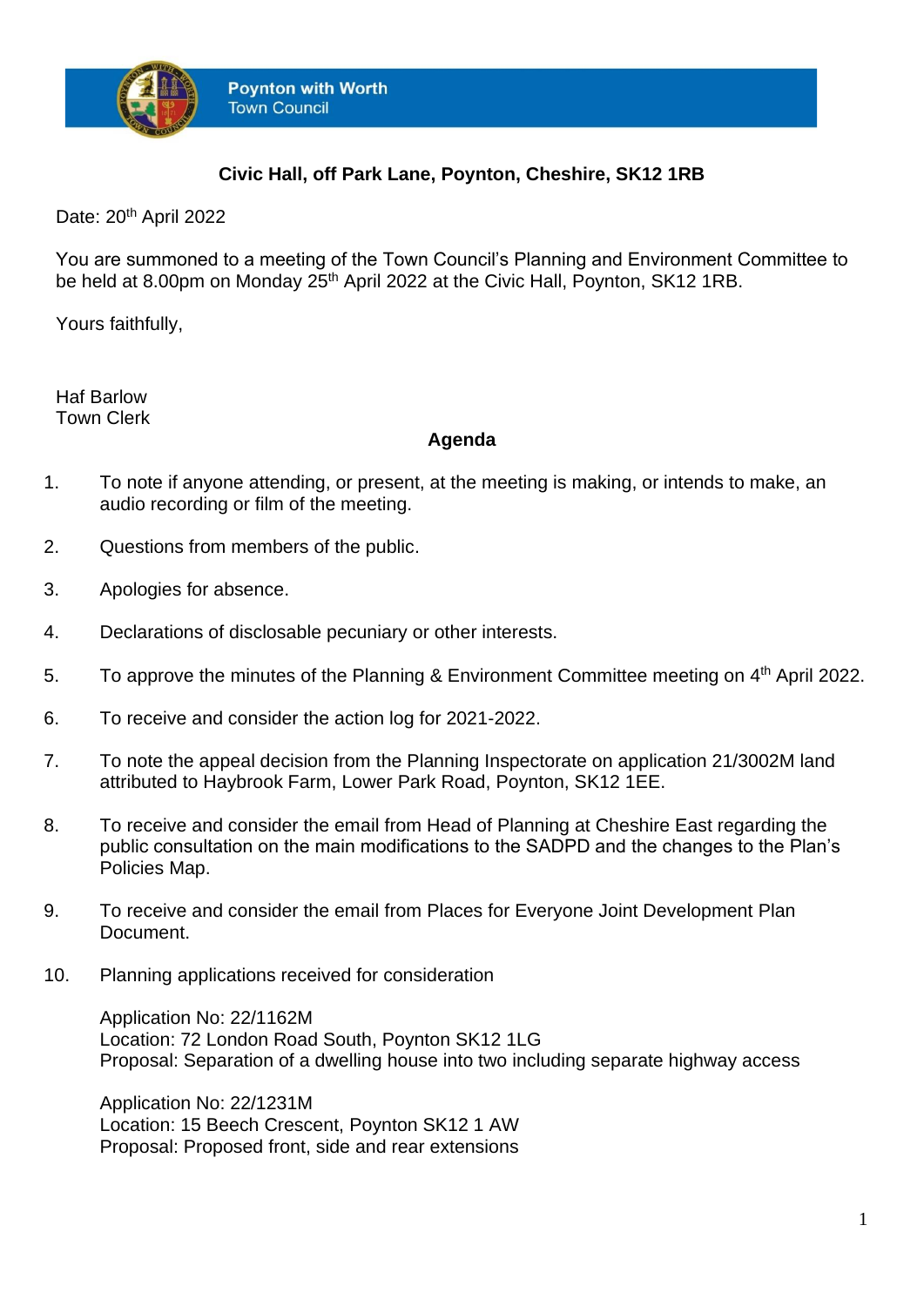**Poynton with Worth**
Town Council

**Civic Hall, off Park Lane, Poynton, Cheshire, SK12 1RB**

Date: 20th April 2022

You are summoned to a meeting of the Town Council's Planning and Environment Committee to be held at 8.00pm on Monday 25th April 2022 at the Civic Hall, Poynton, SK12 1RB.

Yours faithfully,

Haf Barlow
Town Clerk

## Agenda

1. To note if anyone attending, or present, at the meeting is making, or intends to make, an audio recording or film of the meeting.

2. Questions from members of the public.

3. Apologies for absence.

4. Declarations of disclosable pecuniary or other interests.

5. To approve the minutes of the Planning & Environment Committee meeting on 4th April 2022.

6. To receive and consider the action log for 2021-2022.

7. To note the appeal decision from the Planning Inspectorate on application 21/3002M land attributed to Haybrook Farm, Lower Park Road, Poynton, SK12 1EE.

8. To receive and consider the email from Head of Planning at Cheshire East regarding the public consultation on the main modifications to the SADPD and the changes to the Plan's Policies Map.

9. To receive and consider the email from Places for Everyone Joint Development Plan Document.

10. Planning applications received for consideration

    Application No: 22/1162M
    Location: 72 London Road South, Poynton SK12 1LG
    Proposal: Separation of a dwelling house into two including separate highway access

    Application No: 22/1231M
    Location: 15 Beech Crescent, Poynton SK12 1 AW
    Proposal: Proposed front, side and rear extensions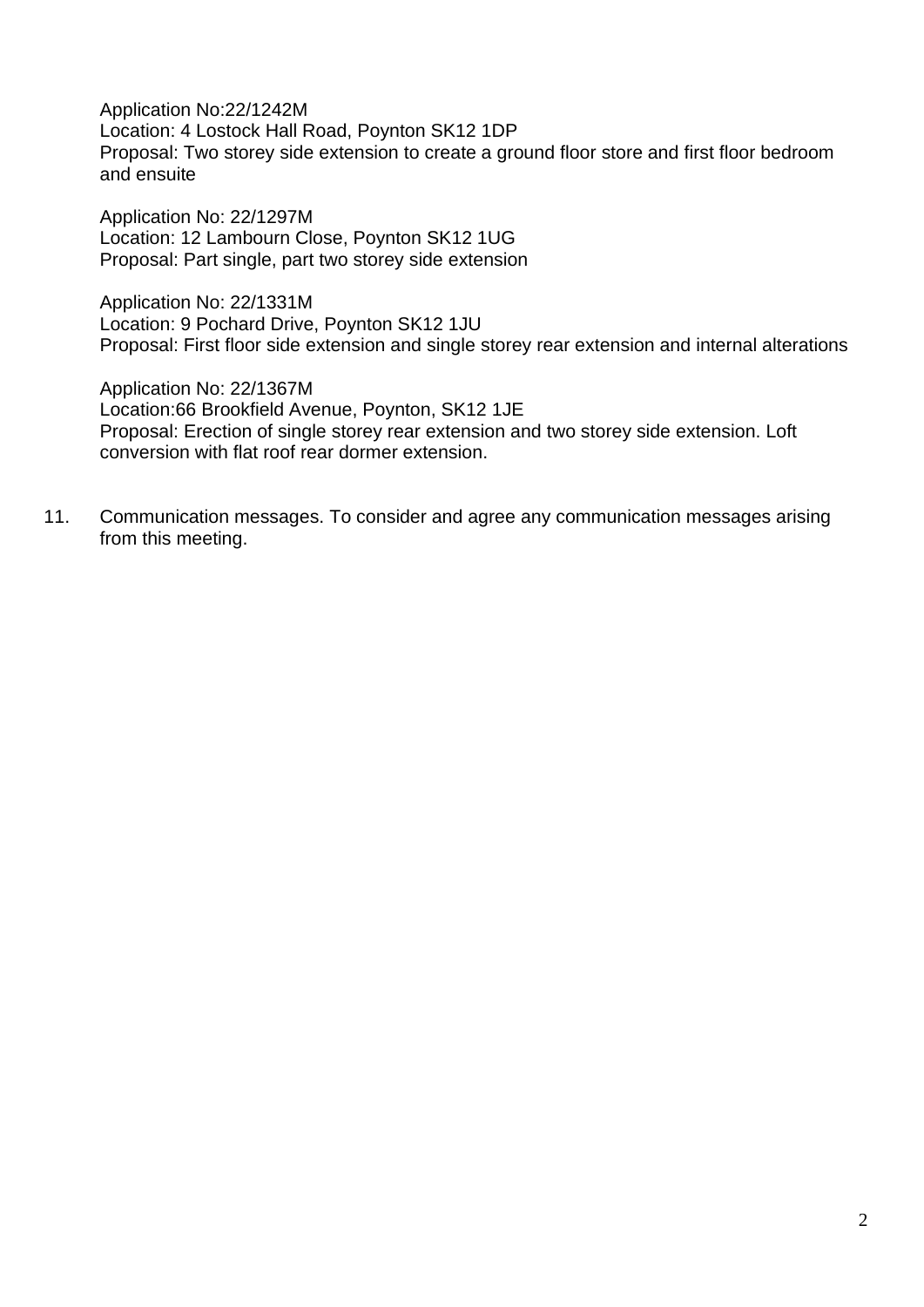Application No:22/1242M
Location: 4 Lostock Hall Road, Poynton SK12 1DP
Proposal: Two storey side extension to create a ground floor store and first floor bedroom and ensuite

Application No: 22/1297M
Location: 12 Lambourn Close, Poynton SK12 1UG
Proposal: Part single, part two storey side extension

Application No: 22/1331M
Location: 9 Pochard Drive, Poynton SK12 1JU
Proposal: First floor side extension and single storey rear extension and internal alterations

Application No: 22/1367M
Location:66 Brookfield Avenue, Poynton, SK12 1JE
Proposal: Erection of single storey rear extension and two storey side extension. Loft conversion with flat roof rear dormer extension.

11. Communication messages. To consider and agree any communication messages arising from this meeting.